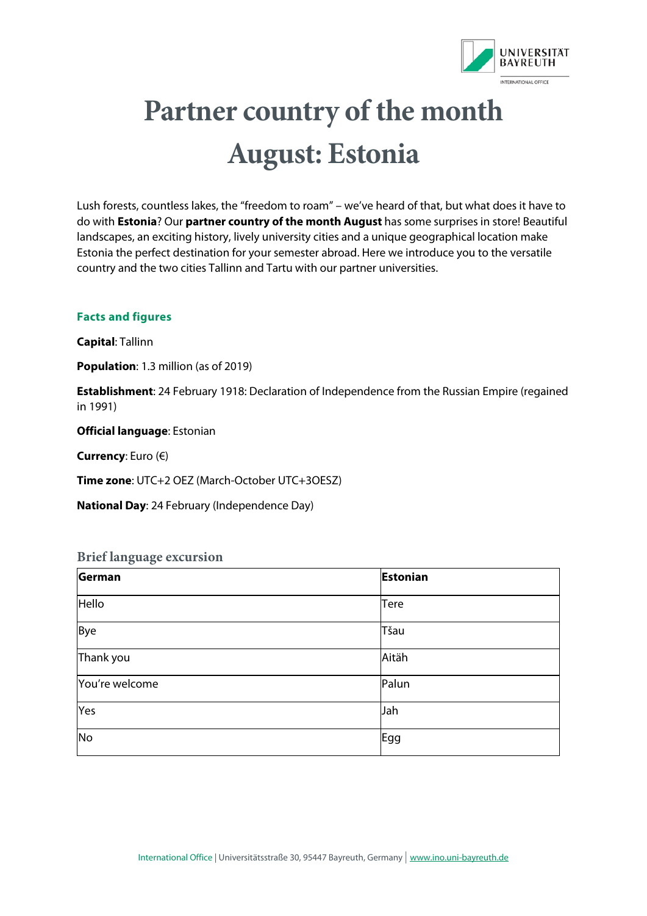# Partner country of the month August: Estonia

Lush forests, countless lakes, the "freedom to roam" – we've heard of that, but what does it have to do with **Estonia**? Our **partner country of the month August** has some surprises in store! Beautiful landscapes, an exciting history, lively university cities and a unique geographical location make Estonia the perfect destination for your semester abroad. Here we introduce you to the versatile country and the two cities Tallinn and Tartu with our partner universities.

### Facts and figures

**Capital**: Tallinn

**Population**: 1.3 million (as of 2019)

**Establishment**: 24 February 1918: Declaration of Independence from the Russian Empire (regained in 1991)

**Official language**: Estonian

**Currency**: Euro (€)

**Time zone**: UTC+2 OEZ (March-October UTC+3OESZ)

**National Day**: 24 February (Independence Day)

### Brief language excursion

| German | Estonian |
| --- | --- |
| Hello | Tere |
| Bye | Tšau |
| Thank you | Aitäh |
| You're welcome | Palun |
| Yes | Jah |
| No | Egg |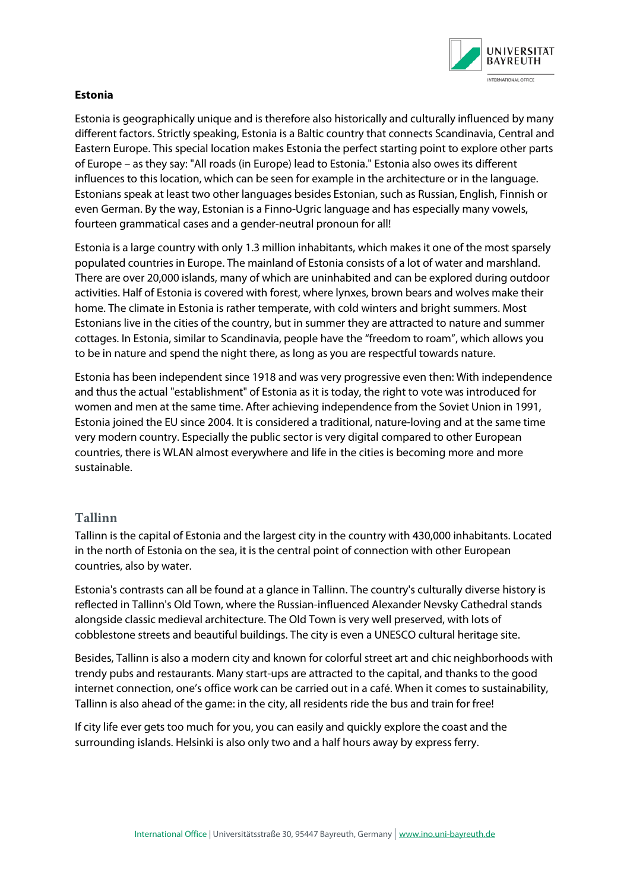**Estonia**

Estonia is geographically unique and is therefore also historically and culturally influenced by many different factors. Strictly speaking, Estonia is a Baltic country that connects Scandinavia, Central and Eastern Europe. This special location makes Estonia the perfect starting point to explore other parts of Europe – as they say: "All roads (in Europe) lead to Estonia." Estonia also owes its different influences to this location, which can be seen for example in the architecture or in the language. Estonians speak at least two other languages besides Estonian, such as Russian, English, Finnish or even German. By the way, Estonian is a Finno-Ugric language and has especially many vowels, fourteen grammatical cases and a gender-neutral pronoun for all!

Estonia is a large country with only 1.3 million inhabitants, which makes it one of the most sparsely populated countries in Europe. The mainland of Estonia consists of a lot of water and marshland. There are over 20,000 islands, many of which are uninhabited and can be explored during outdoor activities. Half of Estonia is covered with forest, where lynxes, brown bears and wolves make their home. The climate in Estonia is rather temperate, with cold winters and bright summers. Most Estonians live in the cities of the country, but in summer they are attracted to nature and summer cottages. In Estonia, similar to Scandinavia, people have the "freedom to roam", which allows you to be in nature and spend the night there, as long as you are respectful towards nature.

Estonia has been independent since 1918 and was very progressive even then: With independence and thus the actual "establishment" of Estonia as it is today, the right to vote was introduced for women and men at the same time. After achieving independence from the Soviet Union in 1991, Estonia joined the EU since 2004. It is considered a traditional, nature-loving and at the same time very modern country. Especially the public sector is very digital compared to other European countries, there is WLAN almost everywhere and life in the cities is becoming more and more sustainable.

## Tallinn

Tallinn is the capital of Estonia and the largest city in the country with 430,000 inhabitants. Located in the north of Estonia on the sea, it is the central point of connection with other European countries, also by water.

Estonia's contrasts can all be found at a glance in Tallinn. The country's culturally diverse history is reflected in Tallinn's Old Town, where the Russian-influenced Alexander Nevsky Cathedral stands alongside classic medieval architecture. The Old Town is very well preserved, with lots of cobblestone streets and beautiful buildings. The city is even a UNESCO cultural heritage site.

Besides, Tallinn is also a modern city and known for colorful street art and chic neighborhoods with trendy pubs and restaurants. Many start-ups are attracted to the capital, and thanks to the good internet connection, one's office work can be carried out in a café. When it comes to sustainability, Tallinn is also ahead of the game: in the city, all residents ride the bus and train for free!

If city life ever gets too much for you, you can easily and quickly explore the coast and the surrounding islands. Helsinki is also only two and a half hours away by express ferry.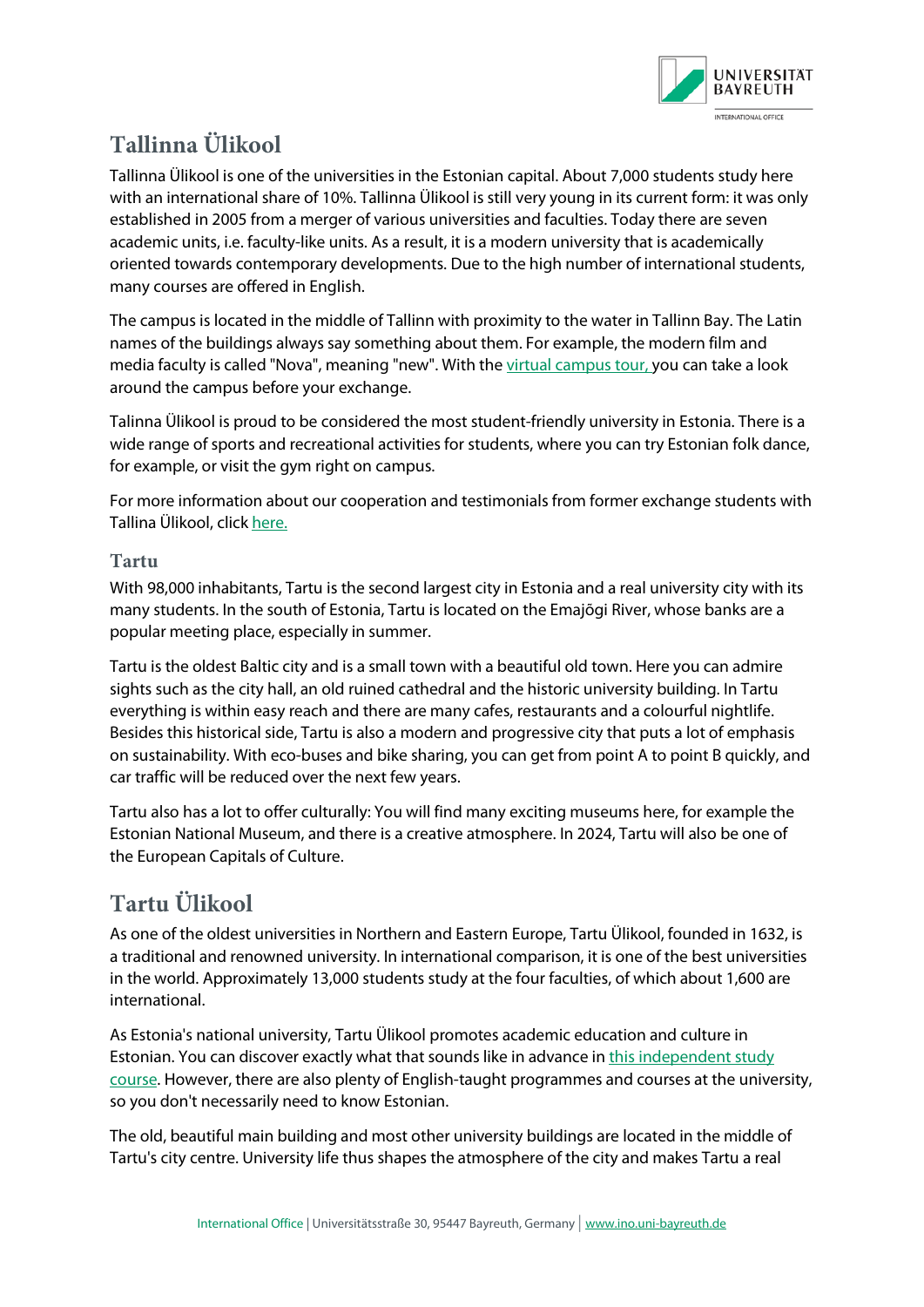## Tallinna Ülikool

Tallinna Ülikool is one of the universities in the Estonian capital. About 7,000 students study here with an international share of 10%. Tallinna Ülikool is still very young in its current form: it was only established in 2005 from a merger of various universities and faculties. Today there are seven academic units, i.e. faculty-like units. As a result, it is a modern university that is academically oriented towards contemporary developments. Due to the high number of international students, many courses are offered in English.

The campus is located in the middle of Tallinn with proximity to the water in Tallinn Bay. The Latin names of the buildings always say something about them. For example, the modern film and media faculty is called "Nova", meaning "new". With the virtual campus tour, you can take a look around the campus before your exchange.

Talinna Ülikool is proud to be considered the most student-friendly university in Estonia. There is a wide range of sports and recreational activities for students, where you can try Estonian folk dance, for example, or visit the gym right on campus.

For more information about our cooperation and testimonials from former exchange students with Tallina Ülikool, click here.

### Tartu

With 98,000 inhabitants, Tartu is the second largest city in Estonia and a real university city with its many students. In the south of Estonia, Tartu is located on the Emajõgi River, whose banks are a popular meeting place, especially in summer.

Tartu is the oldest Baltic city and is a small town with a beautiful old town. Here you can admire sights such as the city hall, an old ruined cathedral and the historic university building. In Tartu everything is within easy reach and there are many cafes, restaurants and a colourful nightlife. Besides this historical side, Tartu is also a modern and progressive city that puts a lot of emphasis on sustainability. With eco-buses and bike sharing, you can get from point A to point B quickly, and car traffic will be reduced over the next few years.

Tartu also has a lot to offer culturally: You will find many exciting museums here, for example the Estonian National Museum, and there is a creative atmosphere. In 2024, Tartu will also be one of the European Capitals of Culture.

## Tartu Ülikool

As one of the oldest universities in Northern and Eastern Europe, Tartu Ülikool, founded in 1632, is a traditional and renowned university. In international comparison, it is one of the best universities in the world. Approximately 13,000 students study at the four faculties, of which about 1,600 are international.

As Estonia's national university, Tartu Ülikool promotes academic education and culture in Estonian. You can discover exactly what that sounds like in advance in this independent study course. However, there are also plenty of English-taught programmes and courses at the university, so you don't necessarily need to know Estonian.

The old, beautiful main building and most other university buildings are located in the middle of Tartu's city centre. University life thus shapes the atmosphere of the city and makes Tartu a real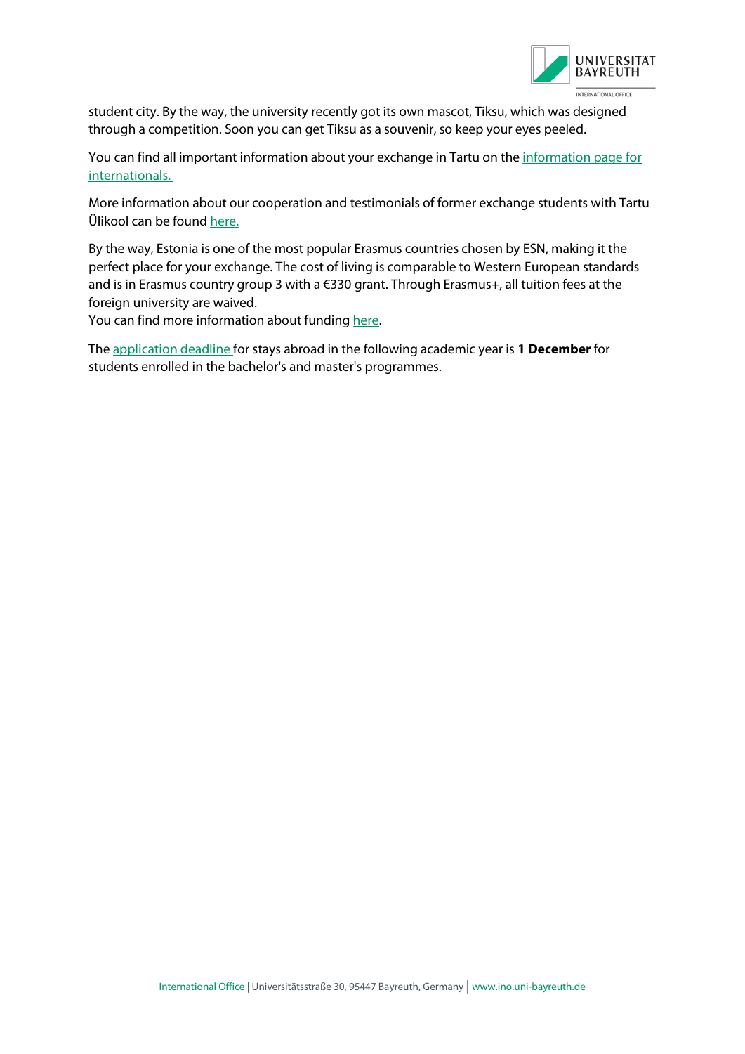student city. By the way, the university recently got its own mascot, Tiksu, which was designed through a competition. Soon you can get Tiksu as a souvenir, so keep your eyes peeled.

You can find all important information about your exchange in Tartu on the information page for internationals.

More information about our cooperation and testimonials of former exchange students with Tartu Ülikool can be found here.

By the way, Estonia is one of the most popular Erasmus countries chosen by ESN, making it the perfect place for your exchange. The cost of living is comparable to Western European standards and is in Erasmus country group 3 with a €330 grant. Through Erasmus+, all tuition fees at the foreign university are waived.
You can find more information about funding here.

The application deadline for stays abroad in the following academic year is **1 December** for students enrolled in the bachelor's and master's programmes.